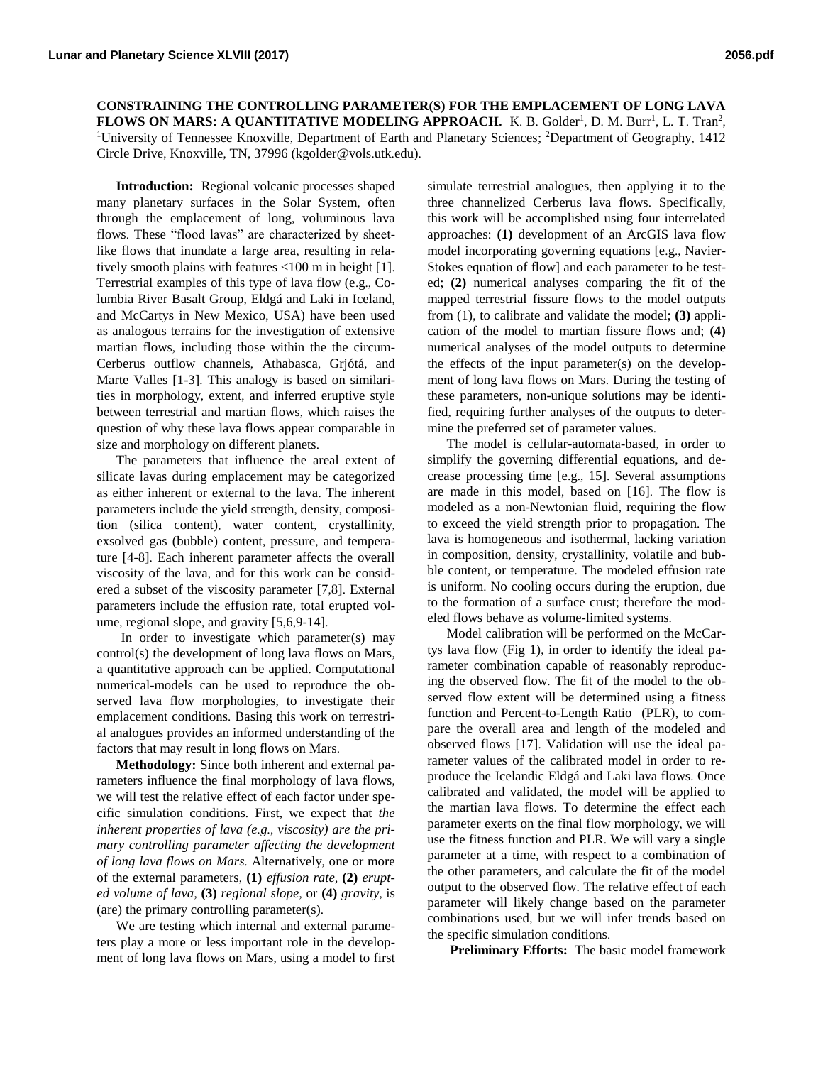# CONSTRAINING THE CONTROLLING PARAMETER(S) FOR THE EMPLACEMENT OF LONG LAVA FLOWS ON MARS: A QUANTITATIVE MODELING APPROACH.

K. B. Golder[1], D. M. Burr[1], L. T. Tran[2], [1]University of Tennessee Knoxville, Department of Earth and Planetary Sciences; [2]Department of Geography, 1412 Circle Drive, Knoxville, TN, 37996 (kgolder@vols.utk.edu).

**Introduction:** Regional volcanic processes shaped many planetary surfaces in the Solar System, often through the emplacement of long, voluminous lava flows. These "flood lavas" are characterized by sheet-like flows that inundate a large area, resulting in relatively smooth plains with features <100 m in height [1]. Terrestrial examples of this type of lava flow (e.g., Columbia River Basalt Group, Eldgá and Laki in Iceland, and McCartys in New Mexico, USA) have been used as analogous terrains for the investigation of extensive martian flows, including those within the the circum-Cerberus outflow channels, Athabasca, Grjótá, and Marte Valles [1-3]. This analogy is based on similarities in morphology, extent, and inferred eruptive style between terrestrial and martian flows, which raises the question of why these lava flows appear comparable in size and morphology on different planets.

The parameters that influence the areal extent of silicate lavas during emplacement may be categorized as either inherent or external to the lava. The inherent parameters include the yield strength, density, composition (silica content), water content, crystallinity, exsolved gas (bubble) content, pressure, and temperature [4-8]. Each inherent parameter affects the overall viscosity of the lava, and for this work can be considered a subset of the viscosity parameter [7,8]. External parameters include the effusion rate, total erupted volume, regional slope, and gravity [5,6,9-14].

In order to investigate which parameter(s) may control(s) the development of long lava flows on Mars, a quantitative approach can be applied. Computational numerical-models can be used to reproduce the observed lava flow morphologies, to investigate their emplacement conditions. Basing this work on terrestrial analogues provides an informed understanding of the factors that may result in long flows on Mars.

**Methodology:** Since both inherent and external parameters influence the final morphology of lava flows, we will test the relative effect of each factor under specific simulation conditions. First, we expect that *the inherent properties of lava (e.g., viscosity) are the primary controlling parameter affecting the development of long lava flows on Mars.* Alternatively, one or more of the external parameters, **(1)** *effusion rate*, **(2)** *erupted volume of lava*, **(3)** *regional slope*, or **(4)** *gravity*, is (are) the primary controlling parameter(s).

We are testing which internal and external parameters play a more or less important role in the development of long lava flows on Mars, using a model to first simulate terrestrial analogues, then applying it to the three channelized Cerberus lava flows. Specifically, this work will be accomplished using four interrelated approaches: **(1)** development of an ArcGIS lava flow model incorporating governing equations [e.g., Navier-Stokes equation of flow] and each parameter to be tested; **(2)** numerical analyses comparing the fit of the mapped terrestrial fissure flows to the model outputs from (1), to calibrate and validate the model; **(3)** application of the model to martian fissure flows and; **(4)** numerical analyses of the model outputs to determine the effects of the input parameter(s) on the development of long lava flows on Mars. During the testing of these parameters, non-unique solutions may be identified, requiring further analyses of the outputs to determine the preferred set of parameter values.

The model is cellular-automata-based, in order to simplify the governing differential equations, and decrease processing time [e.g., 15]. Several assumptions are made in this model, based on [16]. The flow is modeled as a non-Newtonian fluid, requiring the flow to exceed the yield strength prior to propagation. The lava is homogeneous and isothermal, lacking variation in composition, density, crystallinity, volatile and bubble content, or temperature. The modeled effusion rate is uniform. No cooling occurs during the eruption, due to the formation of a surface crust; therefore the modeled flows behave as volume-limited systems.

Model calibration will be performed on the McCartys lava flow (Fig 1), in order to identify the ideal parameter combination capable of reasonably reproducing the observed flow. The fit of the model to the observed flow extent will be determined using a fitness function and Percent-to-Length Ratio (PLR), to compare the overall area and length of the modeled and observed flows [17]. Validation will use the ideal parameter values of the calibrated model in order to reproduce the Icelandic Eldgá and Laki lava flows. Once calibrated and validated, the model will be applied to the martian lava flows. To determine the effect each parameter exerts on the final flow morphology, we will use the fitness function and PLR. We will vary a single parameter at a time, with respect to a combination of the other parameters, and calculate the fit of the model output to the observed flow. The relative effect of each parameter will likely change based on the parameter combinations used, but we will infer trends based on the specific simulation conditions.

**Preliminary Efforts:** The basic model framework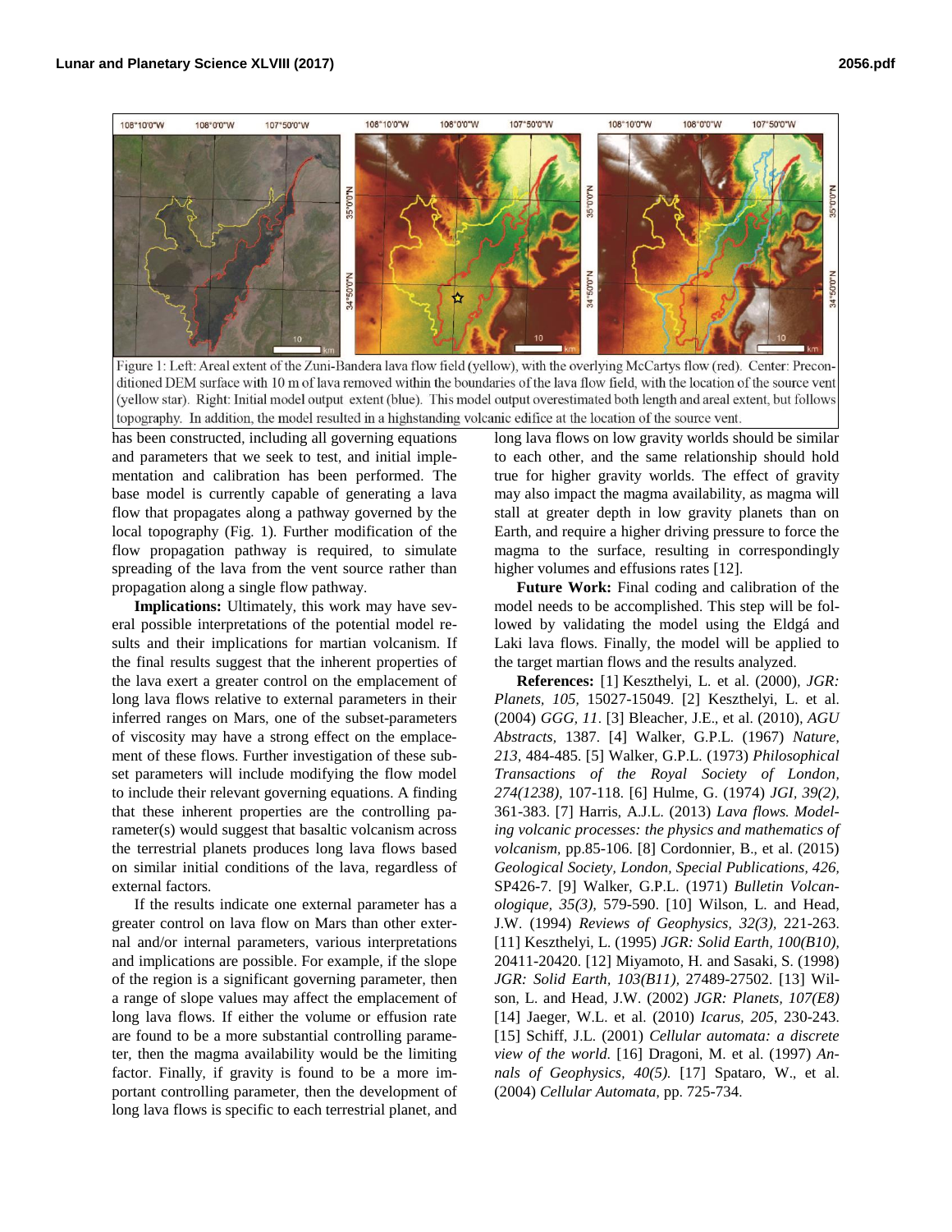108°10'0"W 108°0'0"W 107°50'0"W

35°0'0"N

34°50'0"N

10 km

Figure 1: Left: Areal extent of the Zuni-Bandera lava flow field (yellow), with the overlying McCartys flow (red). Center: Preconditioned DEM surface with 10 m of lava removed within the boundaries of the lava flow field, with the location of the source vent (yellow star). Right: Initial model output extent (blue). This model output overestimated both length and areal extent, but follows topography. In addition, the model resulted in a highstanding volcanic edifice at the location of the source vent.

has been constructed, including all governing equations and parameters that we seek to test, and initial implementation and calibration has been performed. The base model is currently capable of generating a lava flow that propagates along a pathway governed by the local topography (Fig. 1). Further modification of the flow propagation pathway is required, to simulate spreading of the lava from the vent source rather than propagation along a single flow pathway.

**Implications:** Ultimately, this work may have several possible interpretations of the potential model results and their implications for martian volcanism. If the final results suggest that the inherent properties of the lava exert a greater control on the emplacement of long lava flows relative to external parameters in their inferred ranges on Mars, one of the subset-parameters of viscosity may have a strong effect on the emplacement of these flows. Further investigation of these subset parameters will include modifying the flow model to include their relevant governing equations. A finding that these inherent properties are the controlling parameter(s) would suggest that basaltic volcanism across the terrestrial planets produces long lava flows based on similar initial conditions of the lava, regardless of external factors.

If the results indicate one external parameter has a greater control on lava flow on Mars than other external and/or internal parameters, various interpretations and implications are possible. For example, if the slope of the region is a significant governing parameter, then a range of slope values may affect the emplacement of long lava flows. If either the volume or effusion rate are found to be a more substantial controlling parameter, then the magma availability would be the limiting factor. Finally, if gravity is found to be a more important controlling parameter, then the development of long lava flows is specific to each terrestrial planet, and long lava flows on low gravity worlds should be similar to each other, and the same relationship should hold true for higher gravity worlds. The effect of gravity may also impact the magma availability, as magma will stall at greater depth in low gravity planets than on Earth, and require a higher driving pressure to force the magma to the surface, resulting in correspondingly higher volumes and effusions rates [12].

**Future Work:** Final coding and calibration of the model needs to be accomplished. This step will be followed by validating the model using the Eldgá and Laki lava flows. Finally, the model will be applied to the target martian flows and the results analyzed.

**References:** [1] Keszthelyi, L. et al. (2000), *JGR: Planets, 105,* 15027-15049. [2] Keszthelyi, L. et al. (2004) *GGG, 11*. [3] Bleacher, J.E., et al. (2010), *AGU Abstracts,* 1387. [4] Walker, G.P.L. (1967) *Nature, 213*, 484-485. [5] Walker, G.P.L. (1973) *Philosophical Transactions of the Royal Society of London, 274(1238),* 107-118. [6] Hulme, G. (1974) *JGI, 39(2),* 361-383. [7] Harris, A.J.L. (2013) *Lava flows. Modeling volcanic processes: the physics and mathematics of volcanism,* pp.85-106. [8] Cordonnier, B., et al. (2015) *Geological Society, London, Special Publications, 426,* SP426-7. [9] Walker, G.P.L. (1971) *Bulletin Volcanologique, 35(3),* 579-590. [10] Wilson, L. and Head, J.W. (1994) *Reviews of Geophysics, 32(3),* 221-263. [11] Keszthelyi, L. (1995) *JGR: Solid Earth, 100(B10),* 20411-20420. [12] Miyamoto, H. and Sasaki, S. (1998) *JGR: Solid Earth, 103(B11),* 27489-27502. [13] Wilson, L. and Head, J.W. (2002) *JGR: Planets, 107(E8)* [14] Jaeger, W.L. et al. (2010) *Icarus, 205,* 230-243. [15] Schiff, J.L. (2001) *Cellular automata: a discrete view of the world.* [16] Dragoni, M. et al. (1997) *Annals of Geophysics, 40(5).* [17] Spataro, W., et al. (2004) *Cellular Automata*, pp. 725-734.